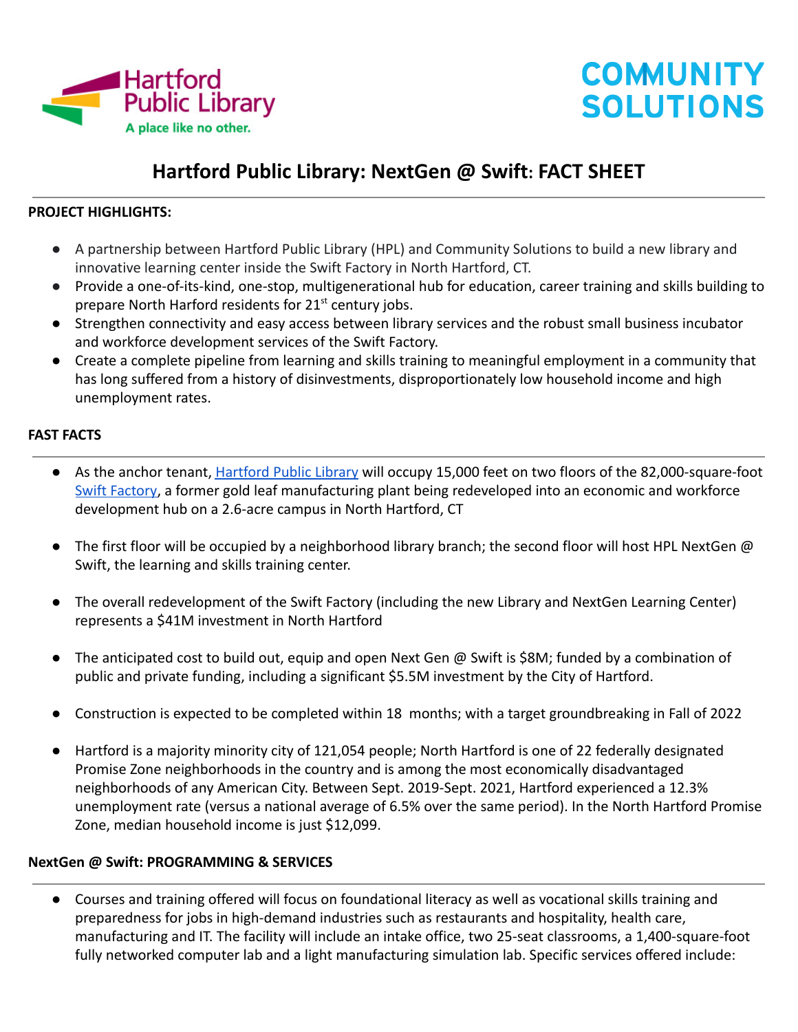Hartford Public Library
A place like no other.

COMMUNITY SOLUTIONS

# Hartford Public Library: NextGen @ Swift: FACT SHEET

**PROJECT HIGHLIGHTS:**

- A partnership between Hartford Public Library (HPL) and Community Solutions to build a new library and innovative learning center inside the Swift Factory in North Hartford, CT.
- Provide a one-of-its-kind, one-stop, multigenerational hub for education, career training and skills building to prepare North Harford residents for 21st century jobs.
- Strengthen connectivity and easy access between library services and the robust small business incubator and workforce development services of the Swift Factory.
- Create a complete pipeline from learning and skills training to meaningful employment in a community that has long suffered from a history of disinvestments, disproportionately low household income and high unemployment rates.

**FAST FACTS**

- As the anchor tenant, Hartford Public Library will occupy 15,000 feet on two floors of the 82,000-square-foot Swift Factory, a former gold leaf manufacturing plant being redeveloped into an economic and workforce development hub on a 2.6-acre campus in North Hartford, CT

- The first floor will be occupied by a neighborhood library branch; the second floor will host HPL NextGen @ Swift, the learning and skills training center.

- The overall redevelopment of the Swift Factory (including the new Library and NextGen Learning Center) represents a $41M investment in North Hartford

- The anticipated cost to build out, equip and open Next Gen @ Swift is $8M; funded by a combination of public and private funding, including a significant $5.5M investment by the City of Hartford.

- Construction is expected to be completed within 18 months; with a target groundbreaking in Fall of 2022

- Hartford is a majority minority city of 121,054 people; North Hartford is one of 22 federally designated Promise Zone neighborhoods in the country and is among the most economically disadvantaged neighborhoods of any American City. Between Sept. 2019-Sept. 2021, Hartford experienced a 12.3% unemployment rate (versus a national average of 6.5% over the same period). In the North Hartford Promise Zone, median household income is just $12,099.

**NextGen @ Swift: PROGRAMMING & SERVICES**

- Courses and training offered will focus on foundational literacy as well as vocational skills training and preparedness for jobs in high-demand industries such as restaurants and hospitality, health care, manufacturing and IT. The facility will include an intake office, two 25-seat classrooms, a 1,400-square-foot fully networked computer lab and a light manufacturing simulation lab. Specific services offered include: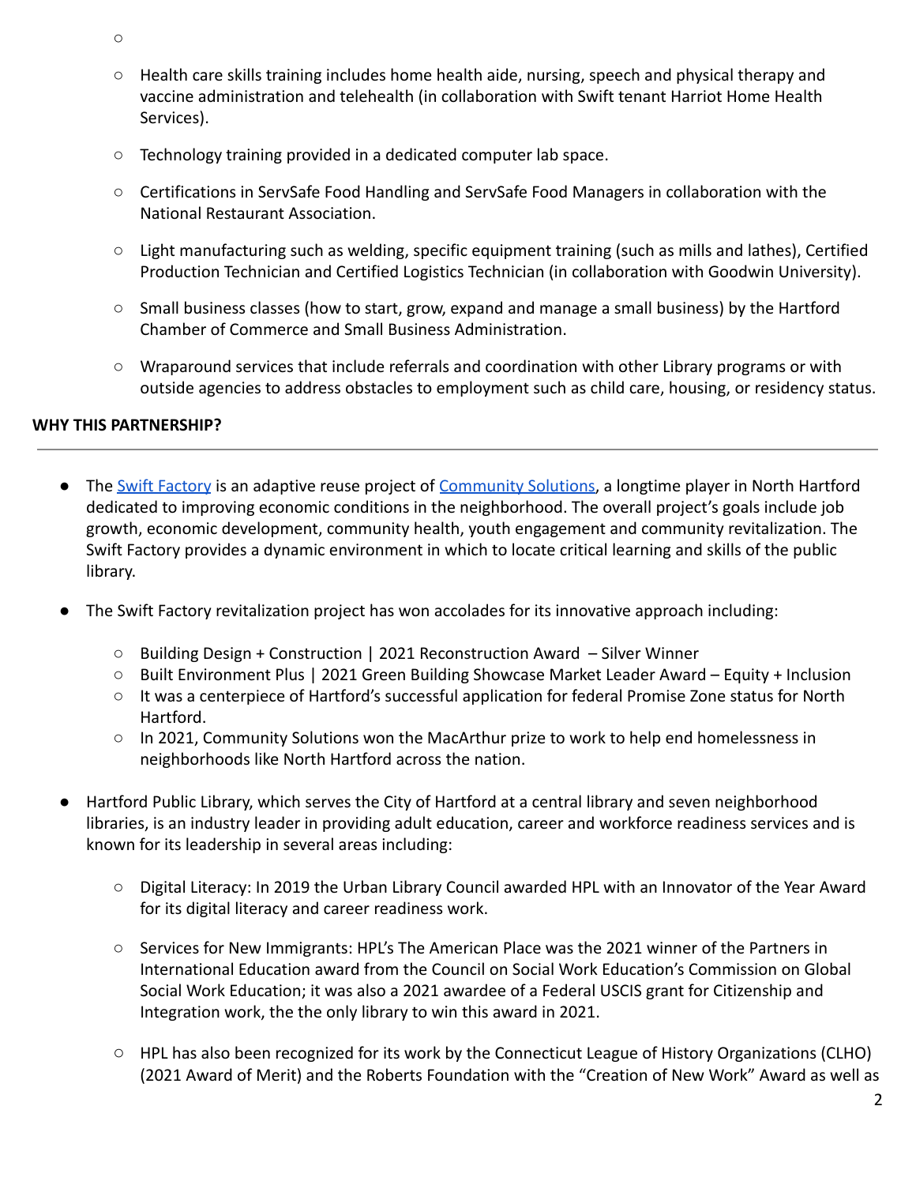- Health care skills training includes home health aide, nursing, speech and physical therapy and vaccine administration and telehealth (in collaboration with Swift tenant Harriot Home Health Services).

- Technology training provided in a dedicated computer lab space.

- Certifications in ServSafe Food Handling and ServSafe Food Managers in collaboration with the National Restaurant Association.

- Light manufacturing such as welding, specific equipment training (such as mills and lathes), Certified Production Technician and Certified Logistics Technician (in collaboration with Goodwin University).

- Small business classes (how to start, grow, expand and manage a small business) by the Hartford Chamber of Commerce and Small Business Administration.

- Wraparound services that include referrals and coordination with other Library programs or with outside agencies to address obstacles to employment such as child care, housing, or residency status.

**WHY THIS PARTNERSHIP?**

---

- The Swift Factory is an adaptive reuse project of Community Solutions, a longtime player in North Hartford dedicated to improving economic conditions in the neighborhood. The overall project's goals include job growth, economic development, community health, youth engagement and community revitalization. The Swift Factory provides a dynamic environment in which to locate critical learning and skills of the public library.

- The Swift Factory revitalization project has won accolades for its innovative approach including:
  - Building Design + Construction | 2021 Reconstruction Award – Silver Winner
  - Built Environment Plus | 2021 Green Building Showcase Market Leader Award – Equity + Inclusion
  - It was a centerpiece of Hartford's successful application for federal Promise Zone status for North Hartford.
  - In 2021, Community Solutions won the MacArthur prize to work to help end homelessness in neighborhoods like North Hartford across the nation.

- Hartford Public Library, which serves the City of Hartford at a central library and seven neighborhood libraries, is an industry leader in providing adult education, career and workforce readiness services and is known for its leadership in several areas including:

  - Digital Literacy: In 2019 the Urban Library Council awarded HPL with an Innovator of the Year Award for its digital literacy and career readiness work.

  - Services for New Immigrants: HPL's The American Place was the 2021 winner of the Partners in International Education award from the Council on Social Work Education's Commission on Global Social Work Education; it was also a 2021 awardee of a Federal USCIS grant for Citizenship and Integration work, the the only library to win this award in 2021.

  - HPL has also been recognized for its work by the Connecticut League of History Organizations (CLHO) (2021 Award of Merit) and the Roberts Foundation with the "Creation of New Work" Award as well as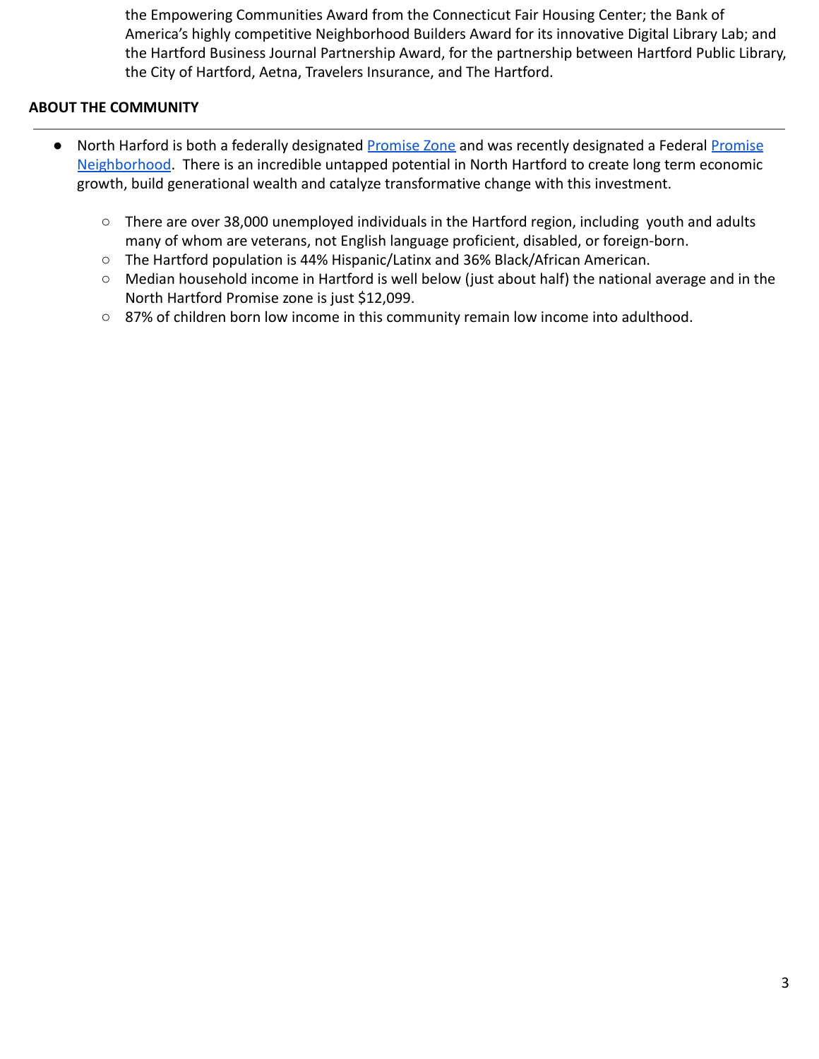the Empowering Communities Award from the Connecticut Fair Housing Center; the Bank of America's highly competitive Neighborhood Builders Award for its innovative Digital Library Lab; and the Hartford Business Journal Partnership Award, for the partnership between Hartford Public Library, the City of Hartford, Aetna, Travelers Insurance, and The Hartford.

**ABOUT THE COMMUNITY**

---

- North Harford is both a federally designated Promise Zone and was recently designated a Federal Promise Neighborhood. There is an incredible untapped potential in North Hartford to create long term economic growth, build generational wealth and catalyze transformative change with this investment.
  - There are over 38,000 unemployed individuals in the Hartford region, including youth and adults many of whom are veterans, not English language proficient, disabled, or foreign-born.
  - The Hartford population is 44% Hispanic/Latinx and 36% Black/African American.
  - Median household income in Hartford is well below (just about half) the national average and in the North Hartford Promise zone is just $12,099.
  - 87% of children born low income in this community remain low income into adulthood.